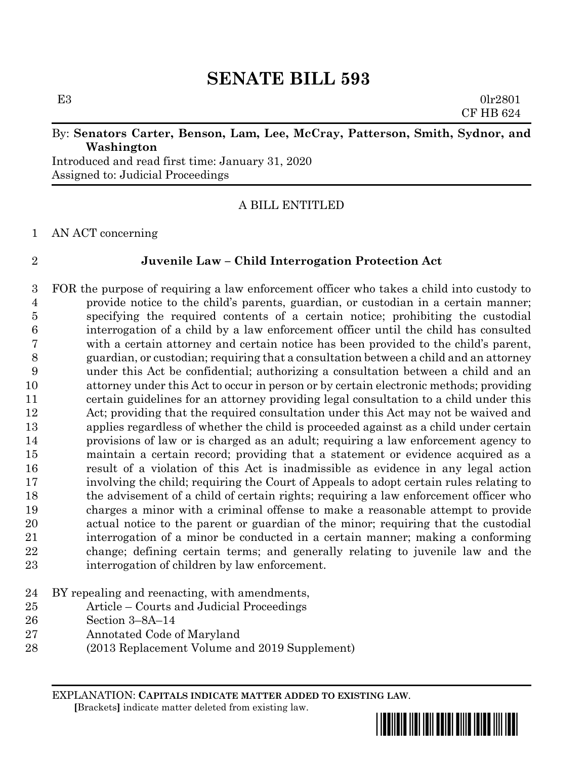# SENATE BILL 593

E3 0lr2801
CF HB 624

By: **Senators Carter, Benson, Lam, Lee, McCray, Patterson, Smith, Sydnor, and Washington**

Introduced and read first time: January 31, 2020
Assigned to: Judicial Proceedings

A BILL ENTITLED

AN ACT concerning

**Juvenile Law – Child Interrogation Protection Act**

FOR the purpose of requiring a law enforcement officer who takes a child into custody to provide notice to the child's parents, guardian, or custodian in a certain manner; specifying the required contents of a certain notice; prohibiting the custodial interrogation of a child by a law enforcement officer until the child has consulted with a certain attorney and certain notice has been provided to the child's parent, guardian, or custodian; requiring that a consultation between a child and an attorney under this Act be confidential; authorizing a consultation between a child and an attorney under this Act to occur in person or by certain electronic methods; providing certain guidelines for an attorney providing legal consultation to a child under this Act; providing that the required consultation under this Act may not be waived and applies regardless of whether the child is proceeded against as a child under certain provisions of law or is charged as an adult; requiring a law enforcement agency to maintain a certain record; providing that a statement or evidence acquired as a result of a violation of this Act is inadmissible as evidence in any legal action involving the child; requiring the Court of Appeals to adopt certain rules relating to the advisement of a child of certain rights; requiring a law enforcement officer who charges a minor with a criminal offense to make a reasonable attempt to provide actual notice to the parent or guardian of the minor; requiring that the custodial interrogation of a minor be conducted in a certain manner; making a conforming change; defining certain terms; and generally relating to juvenile law and the interrogation of children by law enforcement.

BY repealing and reenacting, with amendments,
Article – Courts and Judicial Proceedings
Section 3–8A–14
Annotated Code of Maryland
(2013 Replacement Volume and 2019 Supplement)

EXPLANATION: **CAPITALS INDICATE MATTER ADDED TO EXISTING LAW.**
**[**Brackets**]** indicate matter deleted from existing law.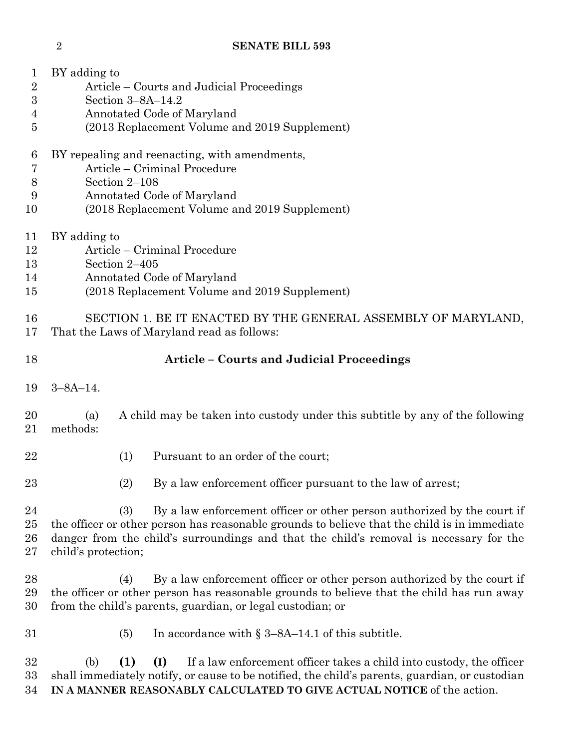BY adding to
Article – Courts and Judicial Proceedings
Section 3–8A–14.2
Annotated Code of Maryland
(2013 Replacement Volume and 2019 Supplement)

BY repealing and reenacting, with amendments,
Article – Criminal Procedure
Section 2–108
Annotated Code of Maryland
(2018 Replacement Volume and 2019 Supplement)

BY adding to
Article – Criminal Procedure
Section 2–405
Annotated Code of Maryland
(2018 Replacement Volume and 2019 Supplement)

SECTION 1. BE IT ENACTED BY THE GENERAL ASSEMBLY OF MARYLAND, That the Laws of Maryland read as follows:

## Article – Courts and Judicial Proceedings

3–8A–14.

(a) A child may be taken into custody under this subtitle by any of the following methods:

(1) Pursuant to an order of the court;

(2) By a law enforcement officer pursuant to the law of arrest;

(3) By a law enforcement officer or other person authorized by the court if the officer or other person has reasonable grounds to believe that the child is in immediate danger from the child's surroundings and that the child's removal is necessary for the child's protection;

(4) By a law enforcement officer or other person authorized by the court if the officer or other person has reasonable grounds to believe that the child has run away from the child's parents, guardian, or legal custodian; or

(5) In accordance with § 3–8A–14.1 of this subtitle.

(b) **(1)** **(I)** If a law enforcement officer takes a child into custody, the officer shall immediately notify, or cause to be notified, the child's parents, guardian, or custodian **IN A MANNER REASONABLY CALCULATED TO GIVE ACTUAL NOTICE** of the action.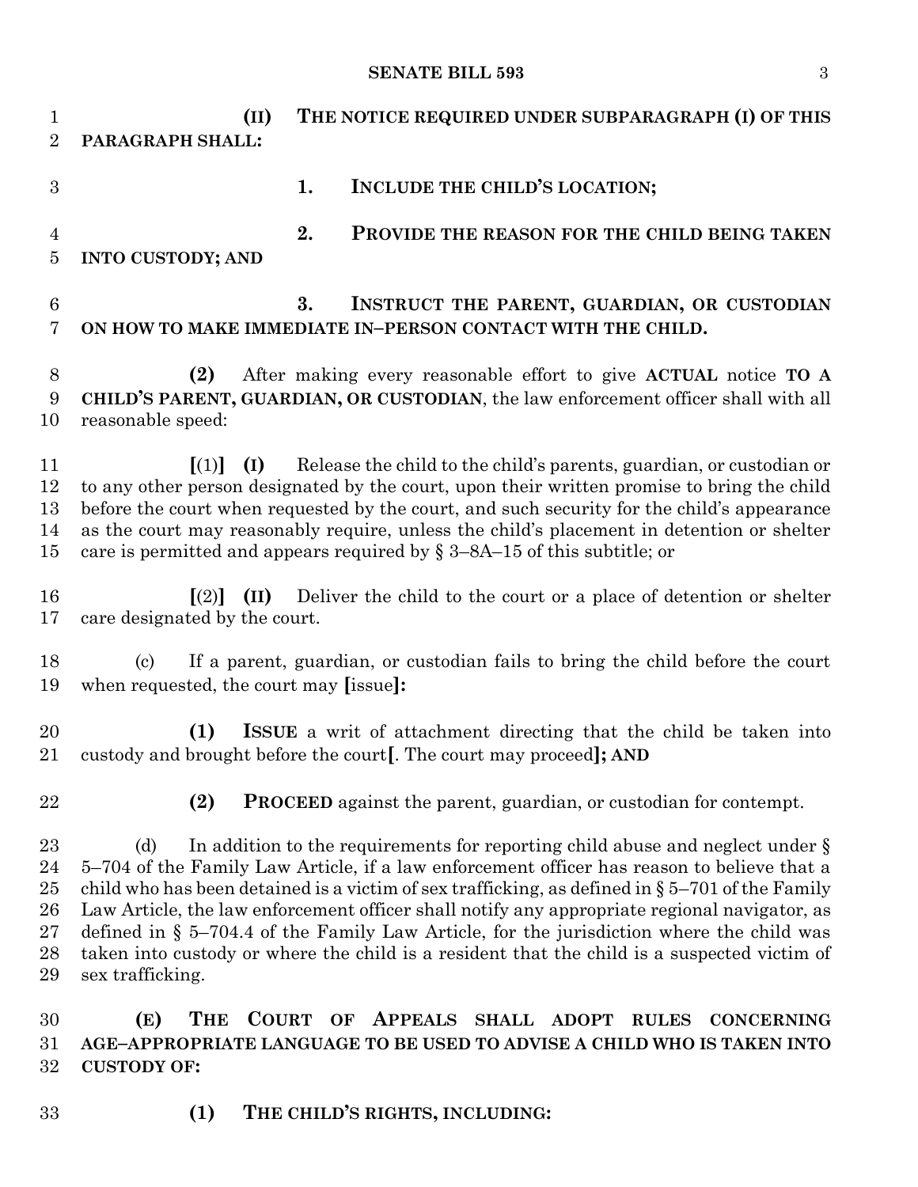(II) **THE NOTICE REQUIRED UNDER SUBPARAGRAPH (I) OF THIS PARAGRAPH SHALL:**

**1. INCLUDE THE CHILD'S LOCATION;**

**2. PROVIDE THE REASON FOR THE CHILD BEING TAKEN INTO CUSTODY; AND**

**3. INSTRUCT THE PARENT, GUARDIAN, OR CUSTODIAN ON HOW TO MAKE IMMEDIATE IN–PERSON CONTACT WITH THE CHILD.**

**(2)** After making every reasonable effort to give **ACTUAL** notice **TO A CHILD'S PARENT, GUARDIAN, OR CUSTODIAN**, the law enforcement officer shall with all reasonable speed:

**[**(1)**]** **(I)** Release the child to the child's parents, guardian, or custodian or to any other person designated by the court, upon their written promise to bring the child before the court when requested by the court, and such security for the child's appearance as the court may reasonably require, unless the child's placement in detention or shelter care is permitted and appears required by § 3–8A–15 of this subtitle; or

**[**(2)**]** **(II)** Deliver the child to the court or a place of detention or shelter care designated by the court.

(c) If a parent, guardian, or custodian fails to bring the child before the court when requested, the court may **[**issue**]:**

**(1)** **ISSUE** a writ of attachment directing that the child be taken into custody and brought before the court**[**. The court may proceed**]; AND**

**(2)** **PROCEED** against the parent, guardian, or custodian for contempt.

(d) In addition to the requirements for reporting child abuse and neglect under § 5–704 of the Family Law Article, if a law enforcement officer has reason to believe that a child who has been detained is a victim of sex trafficking, as defined in § 5–701 of the Family Law Article, the law enforcement officer shall notify any appropriate regional navigator, as defined in § 5–704.4 of the Family Law Article, for the jurisdiction where the child was taken into custody or where the child is a resident that the child is a suspected victim of sex trafficking.

**(E) THE COURT OF APPEALS SHALL ADOPT RULES CONCERNING AGE–APPROPRIATE LANGUAGE TO BE USED TO ADVISE A CHILD WHO IS TAKEN INTO CUSTODY OF:**

**(1) THE CHILD'S RIGHTS, INCLUDING:**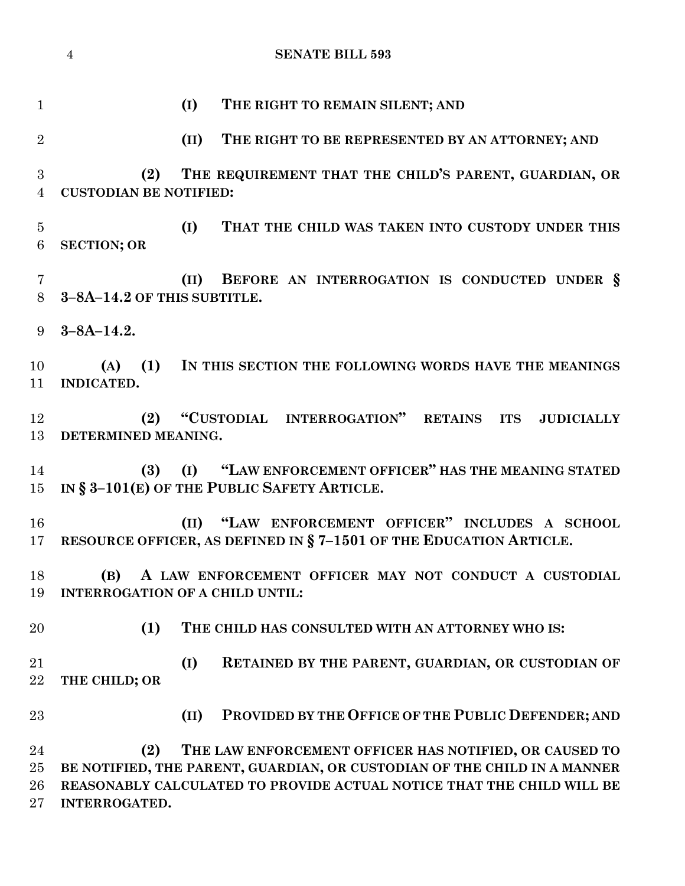**(I) THE RIGHT TO REMAIN SILENT; AND**

**(II) THE RIGHT TO BE REPRESENTED BY AN ATTORNEY; AND**

**(2) THE REQUIREMENT THAT THE CHILD'S PARENT, GUARDIAN, OR CUSTODIAN BE NOTIFIED:**

**(I) THAT THE CHILD WAS TAKEN INTO CUSTODY UNDER THIS SECTION; OR**

**(II) BEFORE AN INTERROGATION IS CONDUCTED UNDER § 3–8A–14.2 OF THIS SUBTITLE.**

**3–8A–14.2.**

**(A) (1) IN THIS SECTION THE FOLLOWING WORDS HAVE THE MEANINGS INDICATED.**

**(2) "CUSTODIAL INTERROGATION" RETAINS ITS JUDICIALLY DETERMINED MEANING.**

**(3) (I) "LAW ENFORCEMENT OFFICER" HAS THE MEANING STATED IN § 3–101(E) OF THE PUBLIC SAFETY ARTICLE.**

**(II) "LAW ENFORCEMENT OFFICER" INCLUDES A SCHOOL RESOURCE OFFICER, AS DEFINED IN § 7–1501 OF THE EDUCATION ARTICLE.**

**(B) A LAW ENFORCEMENT OFFICER MAY NOT CONDUCT A CUSTODIAL INTERROGATION OF A CHILD UNTIL:**

**(1) THE CHILD HAS CONSULTED WITH AN ATTORNEY WHO IS:**

**(I) RETAINED BY THE PARENT, GUARDIAN, OR CUSTODIAN OF THE CHILD; OR**

**(II) PROVIDED BY THE OFFICE OF THE PUBLIC DEFENDER; AND**

**(2) THE LAW ENFORCEMENT OFFICER HAS NOTIFIED, OR CAUSED TO BE NOTIFIED, THE PARENT, GUARDIAN, OR CUSTODIAN OF THE CHILD IN A MANNER REASONABLY CALCULATED TO PROVIDE ACTUAL NOTICE THAT THE CHILD WILL BE INTERROGATED.**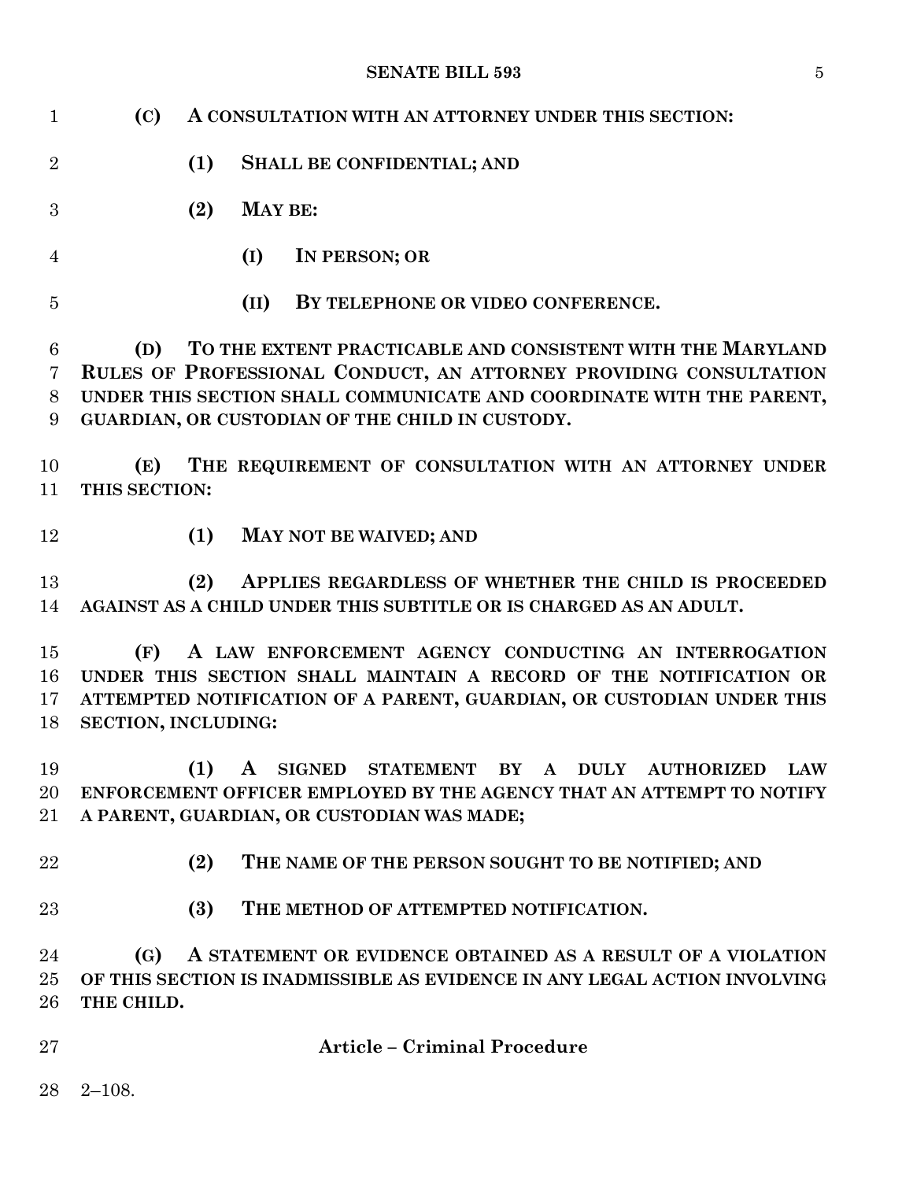**(C) A CONSULTATION WITH AN ATTORNEY UNDER THIS SECTION:**

**(1) SHALL BE CONFIDENTIAL; AND**

**(2) MAY BE:**

**(I) IN PERSON; OR**

**(II) BY TELEPHONE OR VIDEO CONFERENCE.**

**(D) TO THE EXTENT PRACTICABLE AND CONSISTENT WITH THE MARYLAND RULES OF PROFESSIONAL CONDUCT, AN ATTORNEY PROVIDING CONSULTATION UNDER THIS SECTION SHALL COMMUNICATE AND COORDINATE WITH THE PARENT, GUARDIAN, OR CUSTODIAN OF THE CHILD IN CUSTODY.**

**(E) THE REQUIREMENT OF CONSULTATION WITH AN ATTORNEY UNDER THIS SECTION:**

**(1) MAY NOT BE WAIVED; AND**

**(2) APPLIES REGARDLESS OF WHETHER THE CHILD IS PROCEEDED AGAINST AS A CHILD UNDER THIS SUBTITLE OR IS CHARGED AS AN ADULT.**

**(F) A LAW ENFORCEMENT AGENCY CONDUCTING AN INTERROGATION UNDER THIS SECTION SHALL MAINTAIN A RECORD OF THE NOTIFICATION OR ATTEMPTED NOTIFICATION OF A PARENT, GUARDIAN, OR CUSTODIAN UNDER THIS SECTION, INCLUDING:**

**(1) A SIGNED STATEMENT BY A DULY AUTHORIZED LAW ENFORCEMENT OFFICER EMPLOYED BY THE AGENCY THAT AN ATTEMPT TO NOTIFY A PARENT, GUARDIAN, OR CUSTODIAN WAS MADE;**

**(2) THE NAME OF THE PERSON SOUGHT TO BE NOTIFIED; AND**

**(3) THE METHOD OF ATTEMPTED NOTIFICATION.**

**(G) A STATEMENT OR EVIDENCE OBTAINED AS A RESULT OF A VIOLATION OF THIS SECTION IS INADMISSIBLE AS EVIDENCE IN ANY LEGAL ACTION INVOLVING THE CHILD.**

## Article – Criminal Procedure

2–108.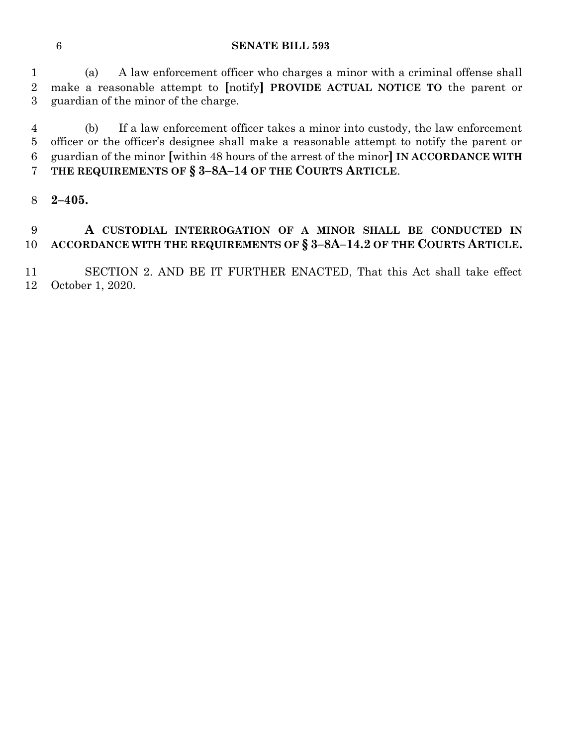(a) A law enforcement officer who charges a minor with a criminal offense shall make a reasonable attempt to [notify] **PROVIDE ACTUAL NOTICE TO** the parent or guardian of the minor of the charge.

(b) If a law enforcement officer takes a minor into custody, the law enforcement officer or the officer's designee shall make a reasonable attempt to notify the parent or guardian of the minor [within 48 hours of the arrest of the minor] **IN ACCORDANCE WITH THE REQUIREMENTS OF § 3–8A–14 OF THE COURTS ARTICLE**.

**2–405.**

**A CUSTODIAL INTERROGATION OF A MINOR SHALL BE CONDUCTED IN ACCORDANCE WITH THE REQUIREMENTS OF § 3–8A–14.2 OF THE COURTS ARTICLE.**

SECTION 2. AND BE IT FURTHER ENACTED, That this Act shall take effect October 1, 2020.